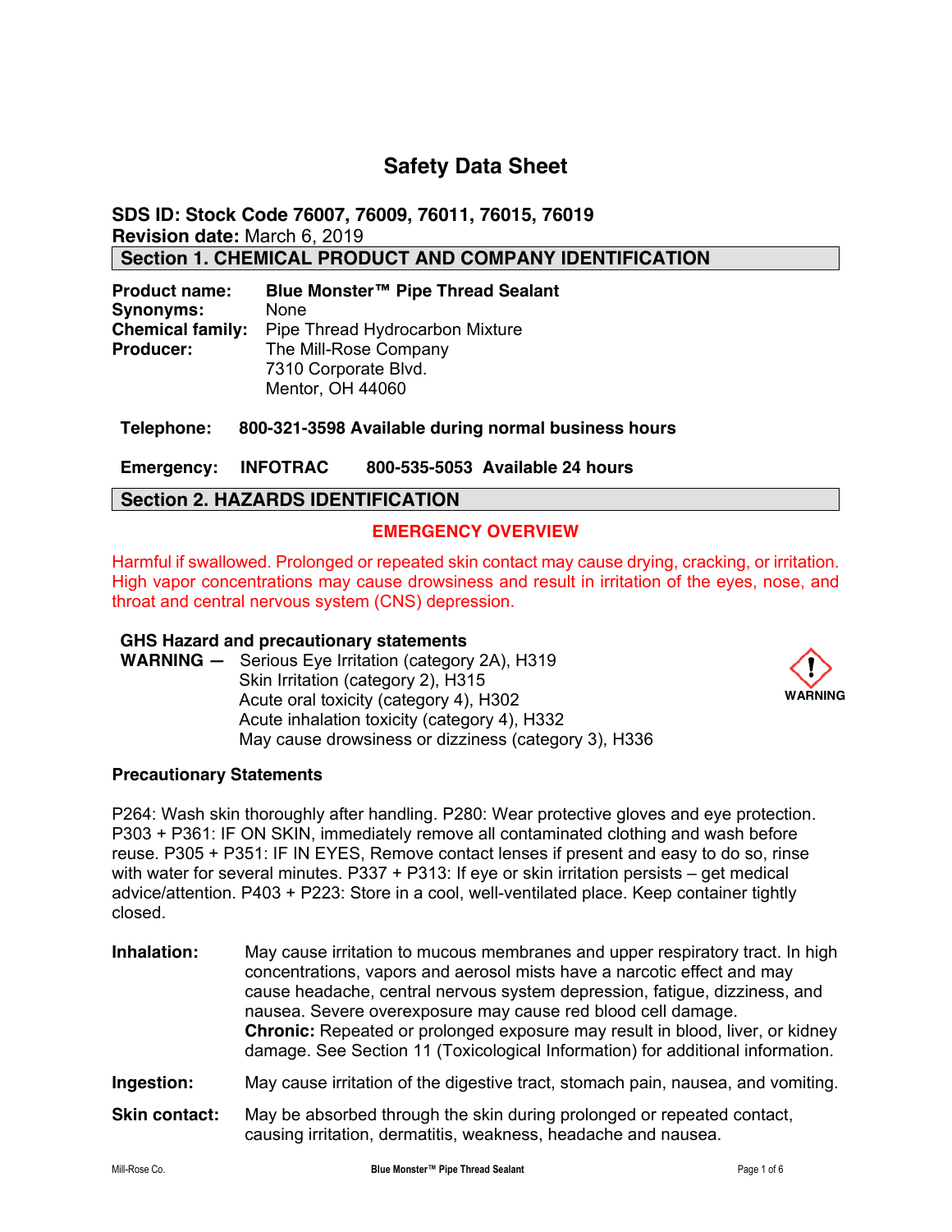# Safety Data Sheet

**SDS ID: Stock Code 76007, 76009, 76011, 76015, 76019**
**Revision date:** March 6, 2019

## Section 1. CHEMICAL PRODUCT AND COMPANY IDENTIFICATION

**Product name:** **Blue Monster™ Pipe Thread Sealant**
**Synonyms:** None
**Chemical family:** Pipe Thread Hydrocarbon Mixture
**Producer:** The Mill-Rose Company
7310 Corporate Blvd.
Mentor, OH 44060

**Telephone:** **800-321-3598 Available during normal business hours**

**Emergency:** **INFOTRAC** **800-535-5053 Available 24 hours**

## Section 2. HAZARDS IDENTIFICATION

**EMERGENCY OVERVIEW**

Harmful if swallowed. Prolonged or repeated skin contact may cause drying, cracking, or irritation. High vapor concentrations may cause drowsiness and result in irritation of the eyes, nose, and throat and central nervous system (CNS) depression.

**GHS Hazard and precautionary statements**

**WARNING —** Serious Eye Irritation (category 2A), H319
Skin Irritation (category 2), H315
Acute oral toxicity (category 4), H302
Acute inhalation toxicity (category 4), H332
May cause drowsiness or dizziness (category 3), H336

WARNING

**Precautionary Statements**

P264: Wash skin thoroughly after handling. P280: Wear protective gloves and eye protection. P303 + P361: IF ON SKIN, immediately remove all contaminated clothing and wash before reuse. P305 + P351: IF IN EYES, Remove contact lenses if present and easy to do so, rinse with water for several minutes. P337 + P313: If eye or skin irritation persists – get medical advice/attention. P403 + P223: Store in a cool, well-ventilated place. Keep container tightly closed.

**Inhalation:** May cause irritation to mucous membranes and upper respiratory tract. In high concentrations, vapors and aerosol mists have a narcotic effect and may cause headache, central nervous system depression, fatigue, dizziness, and nausea. Severe overexposure may cause red blood cell damage.
**Chronic:** Repeated or prolonged exposure may result in blood, liver, or kidney damage. See Section 11 (Toxicological Information) for additional information.

**Ingestion:** May cause irritation of the digestive tract, stomach pain, nausea, and vomiting.

**Skin contact:** May be absorbed through the skin during prolonged or repeated contact, causing irritation, dermatitis, weakness, headache and nausea.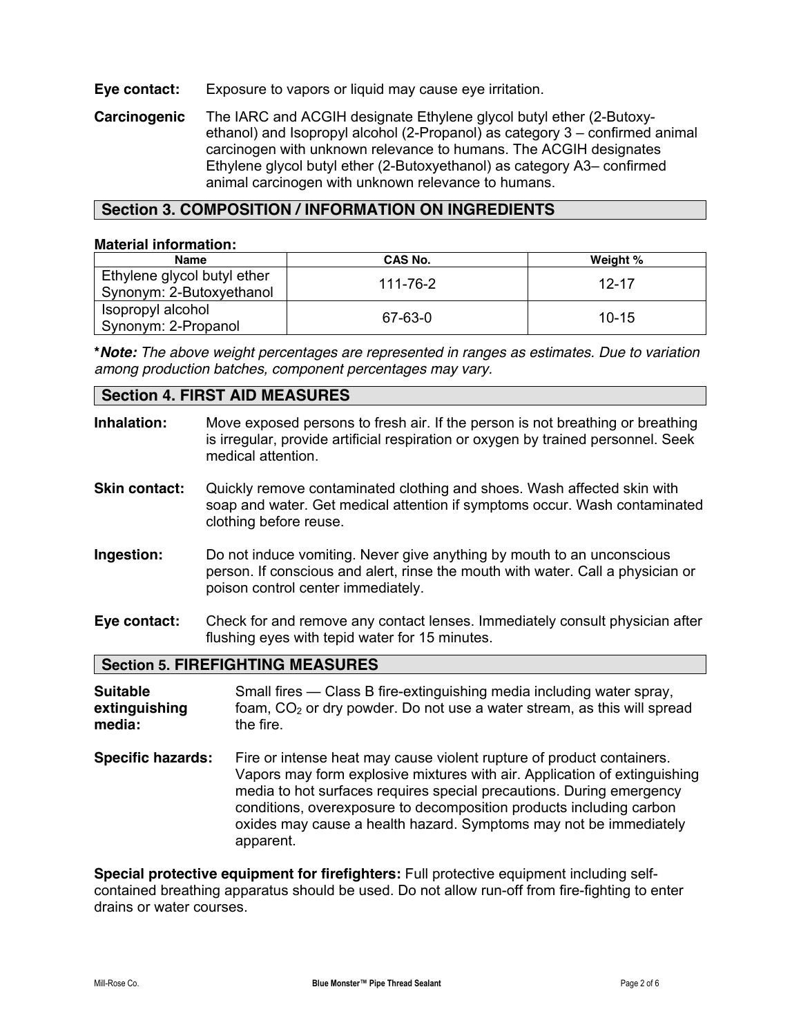**Eye contact:** Exposure to vapors or liquid may cause eye irritation.

**Carcinogenic** The IARC and ACGIH designate Ethylene glycol butyl ether (2-Butoxy-ethanol) and Isopropyl alcohol (2-Propanol) as category 3 – confirmed animal carcinogen with unknown relevance to humans. The ACGIH designates Ethylene glycol butyl ether (2-Butoxyethanol) as category A3– confirmed animal carcinogen with unknown relevance to humans.

## Section 3. COMPOSITION / INFORMATION ON INGREDIENTS

**Material information:**

| Name | CAS No. | Weight % |
| --- | --- | --- |
| Ethylene glycol butyl ether Synonym: 2-Butoxyethanol | 111-76-2 | 12-17 |
| Isopropyl alcohol Synonym: 2-Propanol | 67-63-0 | 10-15 |

***Note:** *The above weight percentages are represented in ranges as estimates. Due to variation among production batches, component percentages may vary.*

## Section 4. FIRST AID MEASURES

**Inhalation:** Move exposed persons to fresh air. If the person is not breathing or breathing is irregular, provide artificial respiration or oxygen by trained personnel. Seek medical attention.

**Skin contact:** Quickly remove contaminated clothing and shoes. Wash affected skin with soap and water. Get medical attention if symptoms occur. Wash contaminated clothing before reuse.

**Ingestion:** Do not induce vomiting. Never give anything by mouth to an unconscious person. If conscious and alert, rinse the mouth with water. Call a physician or poison control center immediately.

**Eye contact:** Check for and remove any contact lenses. Immediately consult physician after flushing eyes with tepid water for 15 minutes.

## Section 5. FIREFIGHTING MEASURES

**Suitable extinguishing media:** Small fires — Class B fire-extinguishing media including water spray, foam, $CO_2$ or dry powder. Do not use a water stream, as this will spread the fire.

**Specific hazards:** Fire or intense heat may cause violent rupture of product containers. Vapors may form explosive mixtures with air. Application of extinguishing media to hot surfaces requires special precautions. During emergency conditions, overexposure to decomposition products including carbon oxides may cause a health hazard. Symptoms may not be immediately apparent.

**Special protective equipment for firefighters:** Full protective equipment including self-contained breathing apparatus should be used. Do not allow run-off from fire-fighting to enter drains or water courses.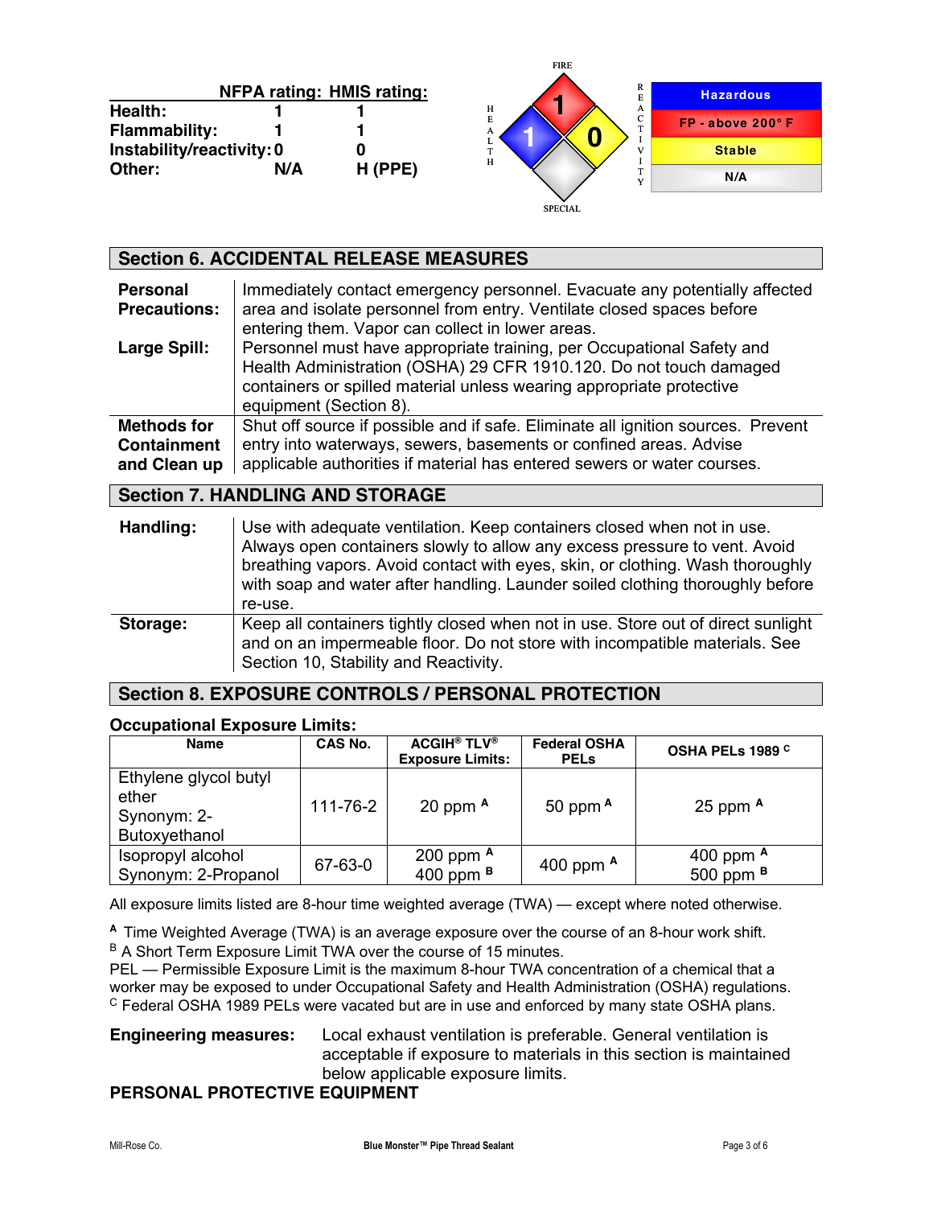| | NFPA rating: | HMIS rating: |
|---|---|---|
| Health: | 1 | 1 |
| Flammability: | 1 | 1 |
| Instability/reactivity: | 0 | 0 |
| Other: | N/A | H (PPE) |

FIRE: 1 | HEALTH: 1 | REACTIVITY: 0 | SPECIAL

| |
|---|
| Hazardous |
| FP - above 200° F |
| Stable |
| N/A |

## Section 6. ACCIDENTAL RELEASE MEASURES

| | |
|---|---|
| **Personal Precautions:** | Immediately contact emergency personnel. Evacuate any potentially affected area and isolate personnel from entry. Ventilate closed spaces before entering them. Vapor can collect in lower areas. |
| **Large Spill:** | Personnel must have appropriate training, per Occupational Safety and Health Administration (OSHA) 29 CFR 1910.120. Do not touch damaged containers or spilled material unless wearing appropriate protective equipment (Section 8). |
| **Methods for Containment and Clean up** | Shut off source if possible and if safe. Eliminate all ignition sources. Prevent entry into waterways, sewers, basements or confined areas. Advise applicable authorities if material has entered sewers or water courses. |

## Section 7. HANDLING AND STORAGE

| | |
|---|---|
| **Handling:** | Use with adequate ventilation. Keep containers closed when not in use. Always open containers slowly to allow any excess pressure to vent. Avoid breathing vapors. Avoid contact with eyes, skin, or clothing. Wash thoroughly with soap and water after handling. Launder soiled clothing thoroughly before re-use. |
| **Storage:** | Keep all containers tightly closed when not in use. Store out of direct sunlight and on an impermeable floor. Do not store with incompatible materials. See Section 10, Stability and Reactivity. |

## Section 8. EXPOSURE CONTROLS / PERSONAL PROTECTION

**Occupational Exposure Limits:**

| Name | CAS No. | ACGIH® TLV® Exposure Limits: | Federal OSHA PELs | OSHA PELs 1989 [C] |
|---|---|---|---|---|
| Ethylene glycol butyl ether Synonym: 2-Butoxyethanol | 111-76-2 | 20 ppm [A] | 50 ppm [A] | 25 ppm [A] |
| Isopropyl alcohol Synonym: 2-Propanol | 67-63-0 | 200 ppm [A] 400 ppm [B] | 400 ppm [A] | 400 ppm [A] 500 ppm [B] |

All exposure limits listed are 8-hour time weighted average (TWA) — except where noted otherwise.

[A] Time Weighted Average (TWA) is an average exposure over the course of an 8-hour work shift.
[B] A Short Term Exposure Limit TWA over the course of 15 minutes.
PEL — Permissible Exposure Limit is the maximum 8-hour TWA concentration of a chemical that a worker may be exposed to under Occupational Safety and Health Administration (OSHA) regulations.
[C] Federal OSHA 1989 PELs were vacated but are in use and enforced by many state OSHA plans.

**Engineering measures:** Local exhaust ventilation is preferable. General ventilation is acceptable if exposure to materials in this section is maintained below applicable exposure limits.

**PERSONAL PROTECTIVE EQUIPMENT**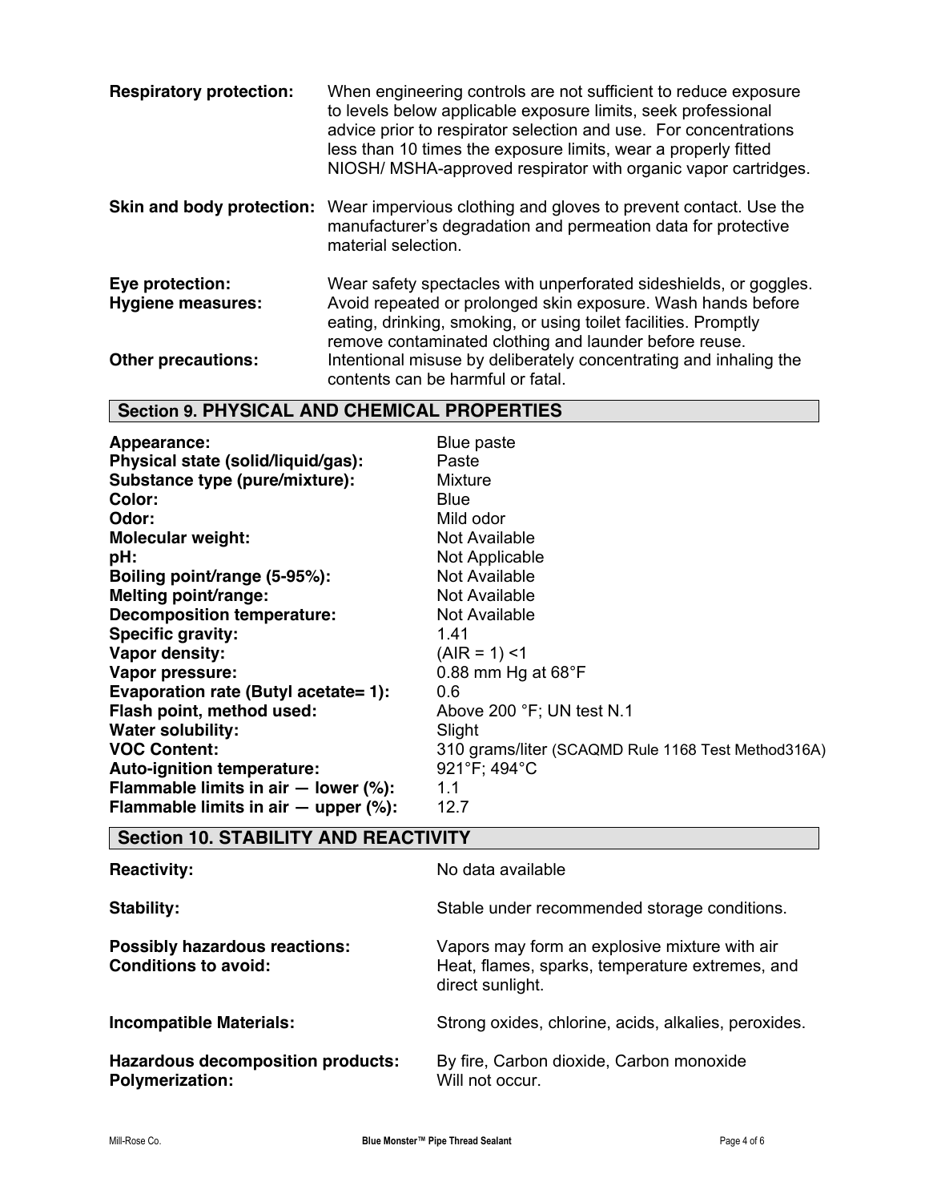**Respiratory protection:** When engineering controls are not sufficient to reduce exposure to levels below applicable exposure limits, seek professional advice prior to respirator selection and use. For concentrations less than 10 times the exposure limits, wear a properly fitted NIOSH/ MSHA-approved respirator with organic vapor cartridges.

**Skin and body protection:** Wear impervious clothing and gloves to prevent contact. Use the manufacturer's degradation and permeation data for protective material selection.

**Eye protection:** Wear safety spectacles with unperforated sideshields, or goggles.

**Hygiene measures:** Avoid repeated or prolonged skin exposure. Wash hands before eating, drinking, smoking, or using toilet facilities. Promptly remove contaminated clothing and launder before reuse.

**Other precautions:** Intentional misuse by deliberately concentrating and inhaling the contents can be harmful or fatal.

## Section 9. PHYSICAL AND CHEMICAL PROPERTIES

| | |
|---|---|
| **Appearance:** | Blue paste |
| **Physical state (solid/liquid/gas):** | Paste |
| **Substance type (pure/mixture):** | Mixture |
| **Color:** | Blue |
| **Odor:** | Mild odor |
| **Molecular weight:** | Not Available |
| **pH:** | Not Applicable |
| **Boiling point/range (5-95%):** | Not Available |
| **Melting point/range:** | Not Available |
| **Decomposition temperature:** | Not Available |
| **Specific gravity:** | 1.41 |
| **Vapor density:** | (AIR = 1) <1 |
| **Vapor pressure:** | 0.88 mm Hg at 68°F |
| **Evaporation rate (Butyl acetate= 1):** | 0.6 |
| **Flash point, method used:** | Above 200 °F; UN test N.1 |
| **Water solubility:** | Slight |
| **VOC Content:** | 310 grams/liter (SCAQMD Rule 1168 Test Method316A) |
| **Auto-ignition temperature:** | 921°F; 494°C |
| **Flammable limits in air — lower (%):** | 1.1 |
| **Flammable limits in air — upper (%):** | 12.7 |

## Section 10. STABILITY AND REACTIVITY

| | |
|---|---|
| **Reactivity:** | No data available |
| **Stability:** | Stable under recommended storage conditions. |
| **Possibly hazardous reactions:** | Vapors may form an explosive mixture with air |
| **Conditions to avoid:** | Heat, flames, sparks, temperature extremes, and direct sunlight. |
| **Incompatible Materials:** | Strong oxides, chlorine, acids, alkalies, peroxides. |
| **Hazardous decomposition products:** | By fire, Carbon dioxide, Carbon monoxide |
| **Polymerization:** | Will not occur. |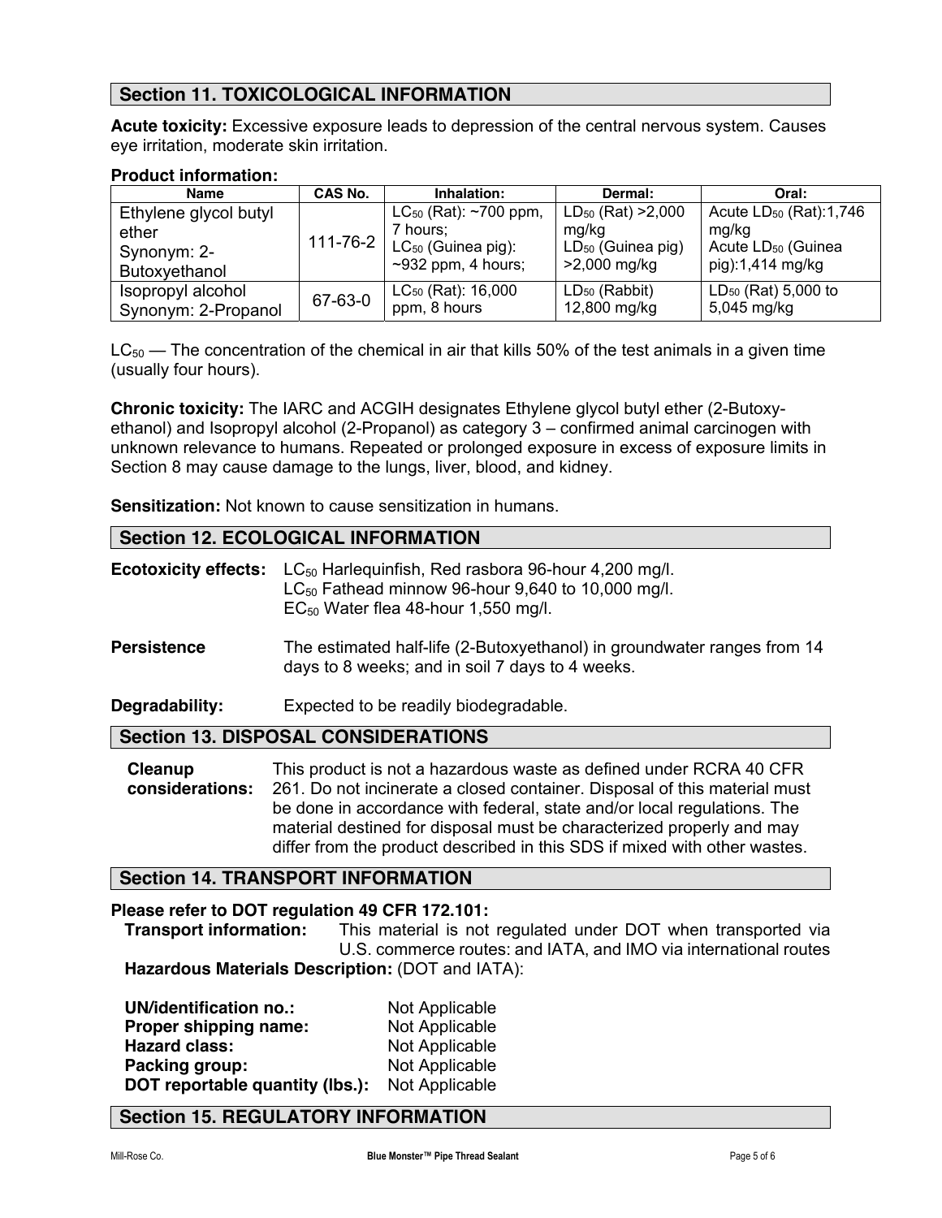## Section 11. TOXICOLOGICAL INFORMATION

**Acute toxicity:** Excessive exposure leads to depression of the central nervous system. Causes eye irritation, moderate skin irritation.

**Product information:**

| Name | CAS No. | Inhalation: | Dermal: | Oral: |
|---|---|---|---|---|
| Ethylene glycol butyl ether Synonym: 2-Butoxyethanol | 111-76-2 | $LC_{50}$ (Rat): ~700 ppm, 7 hours; $LC_{50}$ (Guinea pig): ~932 ppm, 4 hours; | $LD_{50}$ (Rat) >2,000 mg/kg $LD_{50}$ (Guinea pig) >2,000 mg/kg | Acute $LD_{50}$ (Rat):1,746 mg/kg Acute $LD_{50}$ (Guinea pig):1,414 mg/kg |
| Isopropyl alcohol Synonym: 2-Propanol | 67-63-0 | $LC_{50}$ (Rat): 16,000 ppm, 8 hours | $LD_{50}$ (Rabbit) 12,800 mg/kg | $LD_{50}$ (Rat) 5,000 to 5,045 mg/kg |

$LC_{50}$ — The concentration of the chemical in air that kills 50% of the test animals in a given time (usually four hours).

**Chronic toxicity:** The IARC and ACGIH designates Ethylene glycol butyl ether (2-Butoxy-ethanol) and Isopropyl alcohol (2-Propanol) as category 3 – confirmed animal carcinogen with unknown relevance to humans. Repeated or prolonged exposure in excess of exposure limits in Section 8 may cause damage to the lungs, liver, blood, and kidney.

**Sensitization:** Not known to cause sensitization in humans.

## Section 12. ECOLOGICAL INFORMATION

**Ecotoxicity effects:** $LC_{50}$ Harlequinfish, Red rasbora 96-hour 4,200 mg/l.
$LC_{50}$ Fathead minnow 96-hour 9,640 to 10,000 mg/l.
$EC_{50}$ Water flea 48-hour 1,550 mg/l.

**Persistence** The estimated half-life (2-Butoxyethanol) in groundwater ranges from 14 days to 8 weeks; and in soil 7 days to 4 weeks.

**Degradability:** Expected to be readily biodegradable.

## Section 13. DISPOSAL CONSIDERATIONS

**Cleanup considerations:** This product is not a hazardous waste as defined under RCRA 40 CFR 261. Do not incinerate a closed container. Disposal of this material must be done in accordance with federal, state and/or local regulations. The material destined for disposal must be characterized properly and may differ from the product described in this SDS if mixed with other wastes.

## Section 14. TRANSPORT INFORMATION

**Please refer to DOT regulation 49 CFR 172.101:**

**Transport information:** This material is not regulated under DOT when transported via U.S. commerce routes: and IATA, and IMO via international routes

**Hazardous Materials Description:** (DOT and IATA):

**UN/identification no.:** Not Applicable
**Proper shipping name:** Not Applicable
**Hazard class:** Not Applicable
**Packing group:** Not Applicable
**DOT reportable quantity (lbs.):** Not Applicable

## Section 15. REGULATORY INFORMATION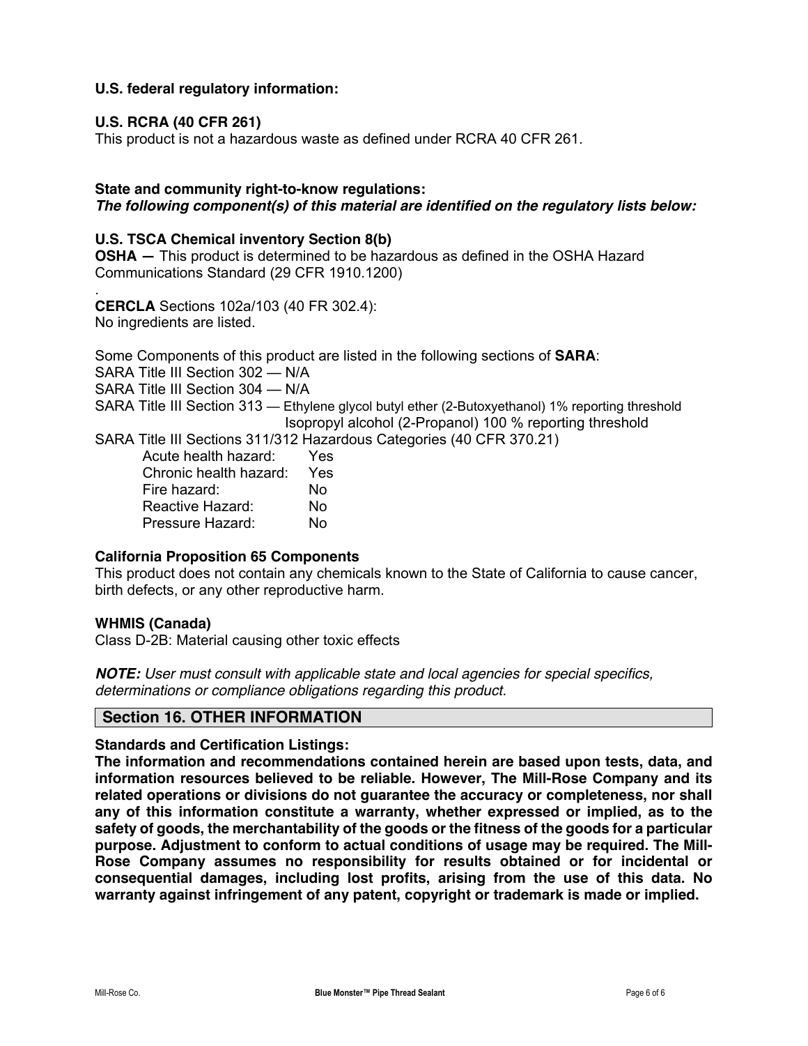**U.S. federal regulatory information:**

**U.S. RCRA (40 CFR 261)**
This product is not a hazardous waste as defined under RCRA 40 CFR 261.

**State and community right-to-know regulations:**
***The following component(s) of this material are identified on the regulatory lists below:***

**U.S. TSCA Chemical inventory Section 8(b)**
**OSHA —** This product is determined to be hazardous as defined in the OSHA Hazard Communications Standard (29 CFR 1910.1200)

.
**CERCLA** Sections 102a/103 (40 FR 302.4):
No ingredients are listed.

Some Components of this product are listed in the following sections of **SARA**:
SARA Title III Section 302 — N/A
SARA Title III Section 304 — N/A
SARA Title III Section 313 — Ethylene glycol butyl ether (2-Butoxyethanol) 1% reporting threshold
Isopropyl alcohol (2-Propanol) 100 % reporting threshold
SARA Title III Sections 311/312 Hazardous Categories (40 CFR 370.21)

| | |
|---|---|
| Acute health hazard: | Yes |
| Chronic health hazard: | Yes |
| Fire hazard: | No |
| Reactive Hazard: | No |
| Pressure Hazard: | No |

**California Proposition 65 Components**
This product does not contain any chemicals known to the State of California to cause cancer, birth defects, or any other reproductive harm.

**WHMIS (Canada)**
Class D-2B: Material causing other toxic effects

***NOTE:*** *User must consult with applicable state and local agencies for special specifics, determinations or compliance obligations regarding this product.*

## Section 16. OTHER INFORMATION

**Standards and Certification Listings:**
**The information and recommendations contained herein are based upon tests, data, and information resources believed to be reliable. However, The Mill-Rose Company and its related operations or divisions do not guarantee the accuracy or completeness, nor shall any of this information constitute a warranty, whether expressed or implied, as to the safety of goods, the merchantability of the goods or the fitness of the goods for a particular purpose. Adjustment to conform to actual conditions of usage may be required. The Mill-Rose Company assumes no responsibility for results obtained or for incidental or consequential damages, including lost profits, arising from the use of this data. No warranty against infringement of any patent, copyright or trademark is made or implied.**